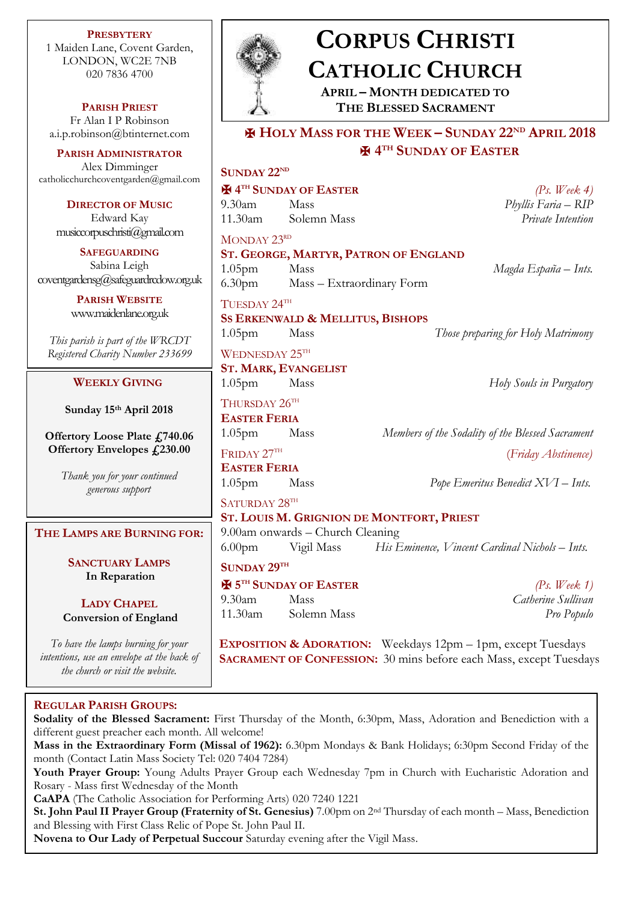# CORPUS CHRISTI CATHOLIC CHURCH

**APRIL – MONTH DEDICATED TO THE BLESSED SACRAMENT**

## ✠ HOLY MASS FOR THE WEEK – SUNDAY 22ND APRIL 2018
## ✠ 4TH SUNDAY OF EASTER

**SUNDAY 22ND**

**✠ 4TH SUNDAY OF EASTER** *(Ps. Week 4)*

9.30am Mass *Phyllis Faria – RIP*
11.30am Solemn Mass *Private Intention*

MONDAY 23RD

**ST. GEORGE, MARTYR, PATRON OF ENGLAND**

1.05pm Mass *Magda España – Ints.*
6.30pm Mass – Extraordinary Form

TUESDAY 24TH

**SS ERKENWALD & MELLITUS, BISHOPS**

1.05pm Mass *Those preparing for Holy Matrimony*

WEDNESDAY 25TH

**ST. MARK, EVANGELIST**

1.05pm Mass *Holy Souls in Purgatory*

THURSDAY 26TH

**EASTER FERIA**

1.05pm Mass *Members of the Sodality of the Blessed Sacrament*

FRIDAY 27TH *(Friday Abstinence)*

**EASTER FERIA**

1.05pm Mass *Pope Emeritus Benedict XVI – Ints.*

SATURDAY 28TH

**ST. LOUIS M. GRIGNION DE MONTFORT, PRIEST**

9.00am onwards – Church Cleaning
6.00pm Vigil Mass *His Eminence, Vincent Cardinal Nichols – Ints.*

**SUNDAY 29TH**

**✠ 5TH SUNDAY OF EASTER** *(Ps. Week 1)*

9.30am Mass *Catherine Sullivan*
11.30am Solemn Mass *Pro Populo*

**EXPOSITION & ADORATION:** Weekdays 12pm – 1pm, except Tuesdays
**SACRAMENT OF CONFESSION:** 30 mins before each Mass, except Tuesdays

---

**PRESBYTERY**
1 Maiden Lane, Covent Garden,
LONDON, WC2E 7NB
020 7836 4700

**PARISH PRIEST**
Fr Alan I P Robinson
a.i.p.robinson@btinternet.com

**PARISH ADMINISTRATOR**
Alex Dimminger
catholicchurchcoventgarden@gmail.com

**DIRECTOR OF MUSIC**
Edward Kay
musiccorpuschristi@gmail.com

**SAFEGUARDING**
Sabina Leigh
coventgardensg@safeguardrcdow.org.uk

**PARISH WEBSITE**
www.maidenlane.org.uk

*This parish is part of the WRCDT Registered Charity Number 233699*

**WEEKLY GIVING**

**Sunday 15th April 2018**

**Offertory Loose Plate £740.06**
**Offertory Envelopes £230.00**

*Thank you for your continued generous support*

**THE LAMPS ARE BURNING FOR:**

**SANCTUARY LAMPS**
**In Reparation**

**LADY CHAPEL**
**Conversion of England**

*To have the lamps burning for your intentions, use an envelope at the back of the church or visit the website.*

---

**REGULAR PARISH GROUPS:**

**Sodality of the Blessed Sacrament:** First Thursday of the Month, 6:30pm, Mass, Adoration and Benediction with a different guest preacher each month. All welcome!

**Mass in the Extraordinary Form (Missal of 1962):** 6.30pm Mondays & Bank Holidays; 6:30pm Second Friday of the month (Contact Latin Mass Society Tel: 020 7404 7284)

**Youth Prayer Group:** Young Adults Prayer Group each Wednesday 7pm in Church with Eucharistic Adoration and Rosary - Mass first Wednesday of the Month

**CaAPA** (The Catholic Association for Performing Arts) 020 7240 1221

**St. John Paul II Prayer Group (Fraternity of St. Genesius)** 7.00pm on 2nd Thursday of each month – Mass, Benediction and Blessing with First Class Relic of Pope St. John Paul II.

**Novena to Our Lady of Perpetual Succour** Saturday evening after the Vigil Mass.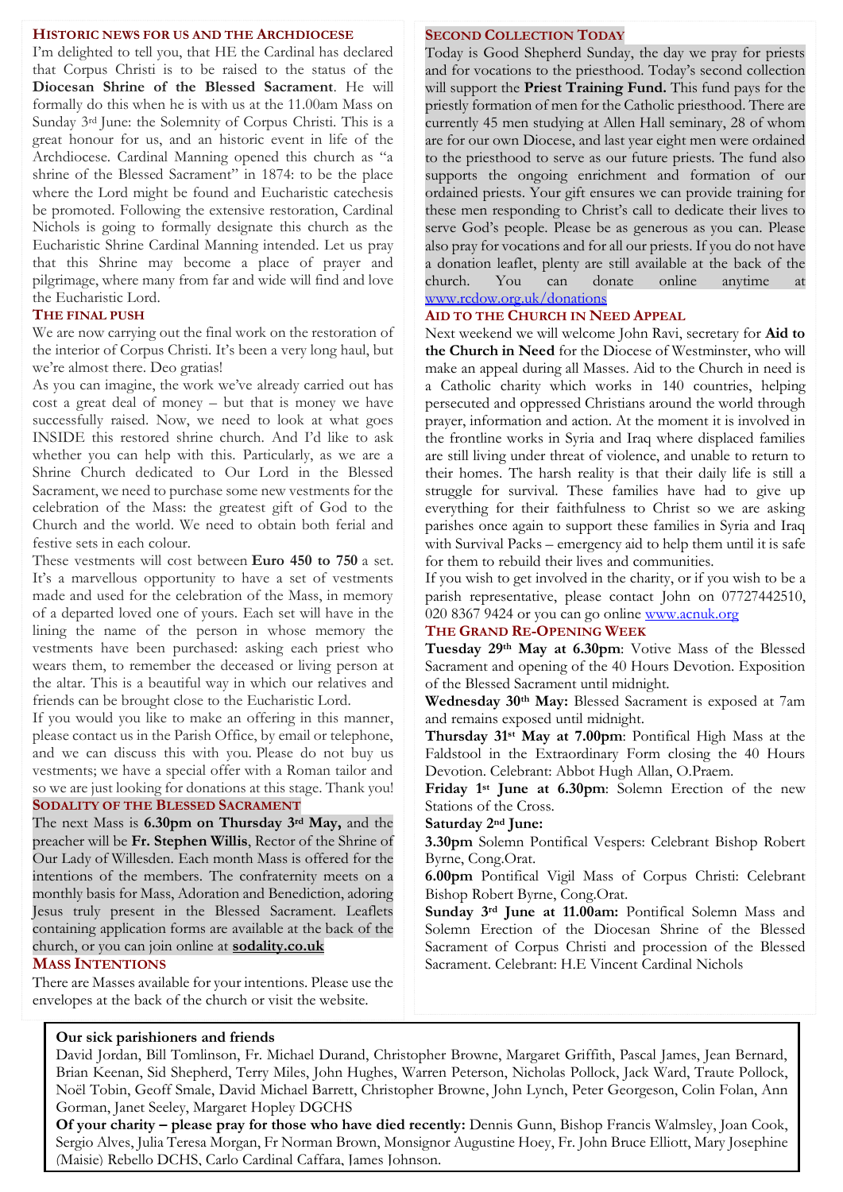## Historic news for us and the Archdiocese

I'm delighted to tell you, that HE the Cardinal has declared that Corpus Christi is to be raised to the status of the **Diocesan Shrine of the Blessed Sacrament**. He will formally do this when he is with us at the 11.00am Mass on Sunday 3rd June: the Solemnity of Corpus Christi. This is a great honour for us, and an historic event in life of the Archdiocese. Cardinal Manning opened this church as "a shrine of the Blessed Sacrament" in 1874: to be the place where the Lord might be found and Eucharistic catechesis be promoted. Following the extensive restoration, Cardinal Nichols is going to formally designate this church as the Eucharistic Shrine Cardinal Manning intended. Let us pray that this Shrine may become a place of prayer and pilgrimage, where many from far and wide will find and love the Eucharistic Lord.

## The final push

We are now carrying out the final work on the restoration of the interior of Corpus Christi. It's been a very long haul, but we're almost there. Deo gratias!

As you can imagine, the work we've already carried out has cost a great deal of money – but that is money we have successfully raised. Now, we need to look at what goes INSIDE this restored shrine church. And I'd like to ask whether you can help with this. Particularly, as we are a Shrine Church dedicated to Our Lord in the Blessed Sacrament, we need to purchase some new vestments for the celebration of the Mass: the greatest gift of God to the Church and the world. We need to obtain both ferial and festive sets in each colour.

These vestments will cost between **Euro 450 to 750** a set. It's a marvellous opportunity to have a set of vestments made and used for the celebration of the Mass, in memory of a departed loved one of yours. Each set will have in the lining the name of the person in whose memory the vestments have been purchased: asking each priest who wears them, to remember the deceased or living person at the altar. This is a beautiful way in which our relatives and friends can be brought close to the Eucharistic Lord.

If you would you like to make an offering in this manner, please contact us in the Parish Office, by email or telephone, and we can discuss this with you. Please do not buy us vestments; we have a special offer with a Roman tailor and so we are just looking for donations at this stage. Thank you!

## Sodality of the Blessed Sacrament

The next Mass is **6.30pm on Thursday 3rd May,** and the preacher will be **Fr. Stephen Willis**, Rector of the Shrine of Our Lady of Willesden. Each month Mass is offered for the intentions of the members. The confraternity meets on a monthly basis for Mass, Adoration and Benediction, adoring Jesus truly present in the Blessed Sacrament. Leaflets containing application forms are available at the back of the church, or you can join online at **sodality.co.uk**

## Mass Intentions

There are Masses available for your intentions. Please use the envelopes at the back of the church or visit the website.

## Second Collection Today

Today is Good Shepherd Sunday, the day we pray for priests and for vocations to the priesthood. Today's second collection will support the **Priest Training Fund.** This fund pays for the priestly formation of men for the Catholic priesthood. There are currently 45 men studying at Allen Hall seminary, 28 of whom are for our own Diocese, and last year eight men were ordained to the priesthood to serve as our future priests. The fund also supports the ongoing enrichment and formation of our ordained priests. Your gift ensures we can provide training for these men responding to Christ's call to dedicate their lives to serve God's people. Please be as generous as you can. Please also pray for vocations and for all our priests. If you do not have a donation leaflet, plenty are still available at the back of the church. You can donate online anytime at www.rcdow.org.uk/donations

## Aid to the Church in Need Appeal

Next weekend we will welcome John Ravi, secretary for **Aid to the Church in Need** for the Diocese of Westminster, who will make an appeal during all Masses. Aid to the Church in need is a Catholic charity which works in 140 countries, helping persecuted and oppressed Christians around the world through prayer, information and action. At the moment it is involved in the frontline works in Syria and Iraq where displaced families are still living under threat of violence, and unable to return to their homes. The harsh reality is that their daily life is still a struggle for survival. These families have had to give up everything for their faithfulness to Christ so we are asking parishes once again to support these families in Syria and Iraq with Survival Packs – emergency aid to help them until it is safe for them to rebuild their lives and communities.

If you wish to get involved in the charity, or if you wish to be a parish representative, please contact John on 07727442510, 020 8367 9424 or you can go online www.acnuk.org

## The Grand Re-Opening Week

**Tuesday 29th May at 6.30pm**: Votive Mass of the Blessed Sacrament and opening of the 40 Hours Devotion. Exposition of the Blessed Sacrament until midnight.

**Wednesday 30th May:** Blessed Sacrament is exposed at 7am and remains exposed until midnight.

**Thursday 31st May at 7.00pm**: Pontifical High Mass at the Faldstool in the Extraordinary Form closing the 40 Hours Devotion. Celebrant: Abbot Hugh Allan, O.Praem.

**Friday 1st June at 6.30pm**: Solemn Erection of the new Stations of the Cross.

**Saturday 2nd June:**

**3.30pm** Solemn Pontifical Vespers: Celebrant Bishop Robert Byrne, Cong.Orat.

**6.00pm** Pontifical Vigil Mass of Corpus Christi: Celebrant Bishop Robert Byrne, Cong.Orat.

**Sunday 3rd June at 11.00am:** Pontifical Solemn Mass and Solemn Erection of the Diocesan Shrine of the Blessed Sacrament of Corpus Christi and procession of the Blessed Sacrament. Celebrant: H.E Vincent Cardinal Nichols

---

**Our sick parishioners and friends**

David Jordan, Bill Tomlinson, Fr. Michael Durand, Christopher Browne, Margaret Griffith, Pascal James, Jean Bernard, Brian Keenan, Sid Shepherd, Terry Miles, John Hughes, Warren Peterson, Nicholas Pollock, Jack Ward, Traute Pollock, Noël Tobin, Geoff Smale, David Michael Barrett, Christopher Browne, John Lynch, Peter Georgeson, Colin Folan, Ann Gorman, Janet Seeley, Margaret Hopley DGCHS

**Of your charity – please pray for those who have died recently:** Dennis Gunn, Bishop Francis Walmsley, Joan Cook, Sergio Alves, Julia Teresa Morgan, Fr Norman Brown, Monsignor Augustine Hoey, Fr. John Bruce Elliott, Mary Josephine (Maisie) Rebello DCHS, Carlo Cardinal Caffara, James Johnson.